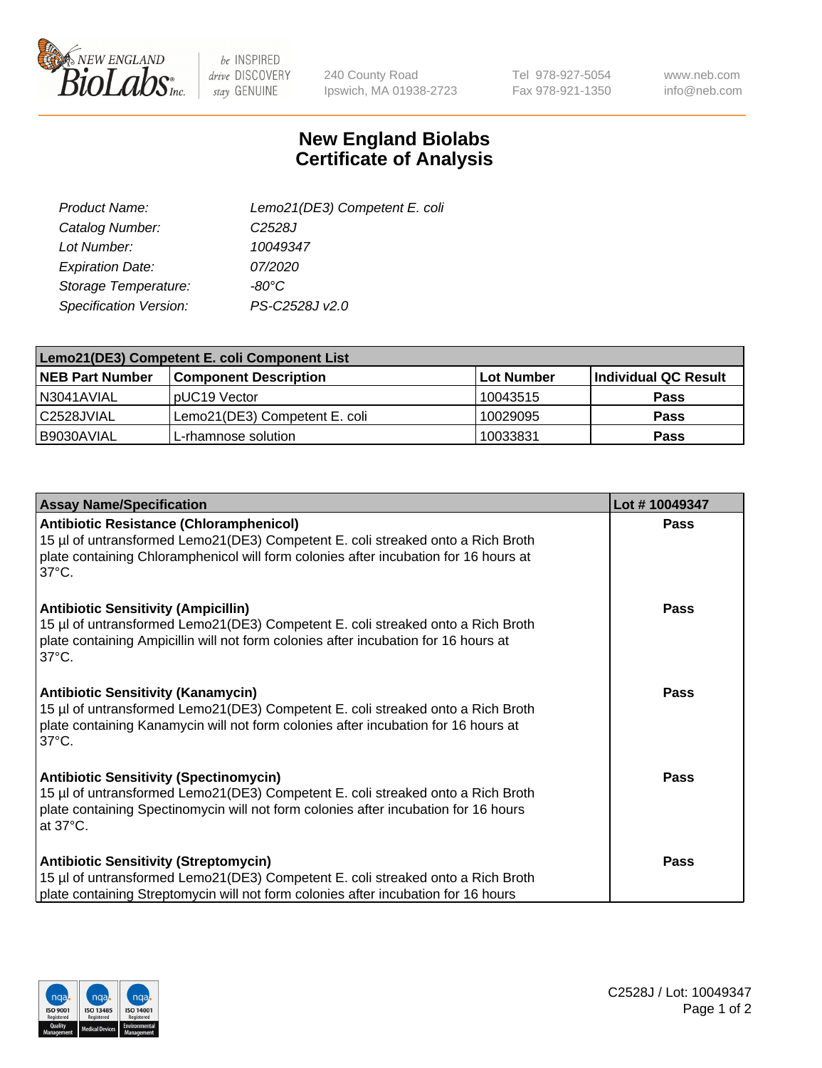# New England Biolabs Certificate of Analysis

| | |
|---|---|
| *Product Name:* | *Lemo21(DE3) Competent E. coli* |
| *Catalog Number:* | *C2528J* |
| *Lot Number:* | *10049347* |
| *Expiration Date:* | *07/2020* |
| *Storage Temperature:* | *-80°C* |
| *Specification Version:* | *PS-C2528J v2.0* |

| Lemo21(DE3) Competent E. coli Component List | | | |
|---|---|---|---|
| **NEB Part Number** | **Component Description** | **Lot Number** | **Individual QC Result** |
| N3041AVIAL | pUC19 Vector | 10043515 | **Pass** |
| C2528JVIAL | Lemo21(DE3) Competent E. coli | 10029095 | **Pass** |
| B9030AVIAL | L-rhamnose solution | 10033831 | **Pass** |

| Assay Name/Specification | Lot # 10049347 |
|---|---|
| **Antibiotic Resistance (Chloramphenicol)**<br>15 µl of untransformed Lemo21(DE3) Competent E. coli streaked onto a Rich Broth plate containing Chloramphenicol will form colonies after incubation for 16 hours at 37°C. | **Pass** |
| **Antibiotic Sensitivity (Ampicillin)**<br>15 µl of untransformed Lemo21(DE3) Competent E. coli streaked onto a Rich Broth plate containing Ampicillin will not form colonies after incubation for 16 hours at 37°C. | **Pass** |
| **Antibiotic Sensitivity (Kanamycin)**<br>15 µl of untransformed Lemo21(DE3) Competent E. coli streaked onto a Rich Broth plate containing Kanamycin will not form colonies after incubation for 16 hours at 37°C. | **Pass** |
| **Antibiotic Sensitivity (Spectinomycin)**<br>15 µl of untransformed Lemo21(DE3) Competent E. coli streaked onto a Rich Broth plate containing Spectinomycin will not form colonies after incubation for 16 hours at 37°C. | **Pass** |
| **Antibiotic Sensitivity (Streptomycin)**<br>15 µl of untransformed Lemo21(DE3) Competent E. coli streaked onto a Rich Broth plate containing Streptomycin will not form colonies after incubation for 16 hours | **Pass** |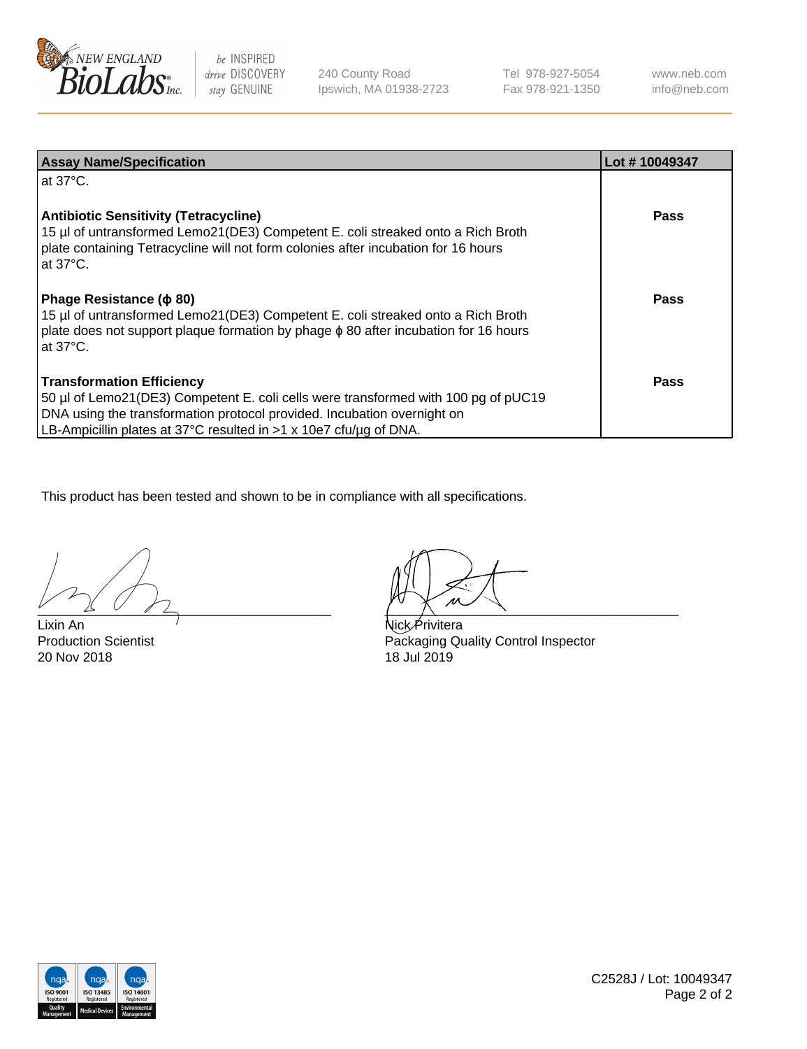| Assay Name/Specification | Lot # 10049347 |
|---|---|
| at 37°C. | |
| **Antibiotic Sensitivity (Tetracycline)**<br>15 µl of untransformed Lemo21(DE3) Competent E. coli streaked onto a Rich Broth plate containing Tetracycline will not form colonies after incubation for 16 hours at 37°C. | **Pass** |
| **Phage Resistance (ϕ 80)**<br>15 µl of untransformed Lemo21(DE3) Competent E. coli streaked onto a Rich Broth plate does not support plaque formation by phage ϕ 80 after incubation for 16 hours at 37°C. | **Pass** |
| **Transformation Efficiency**<br>50 µl of Lemo21(DE3) Competent E. coli cells were transformed with 100 pg of pUC19 DNA using the transformation protocol provided. Incubation overnight on LB-Ampicillin plates at 37°C resulted in >1 x 10e7 cfu/µg of DNA. | **Pass** |

This product has been tested and shown to be in compliance with all specifications.

Lixin An
Production Scientist
20 Nov 2018

Nick Privitera
Packaging Quality Control Inspector
18 Jul 2019

C2528J / Lot: 10049347